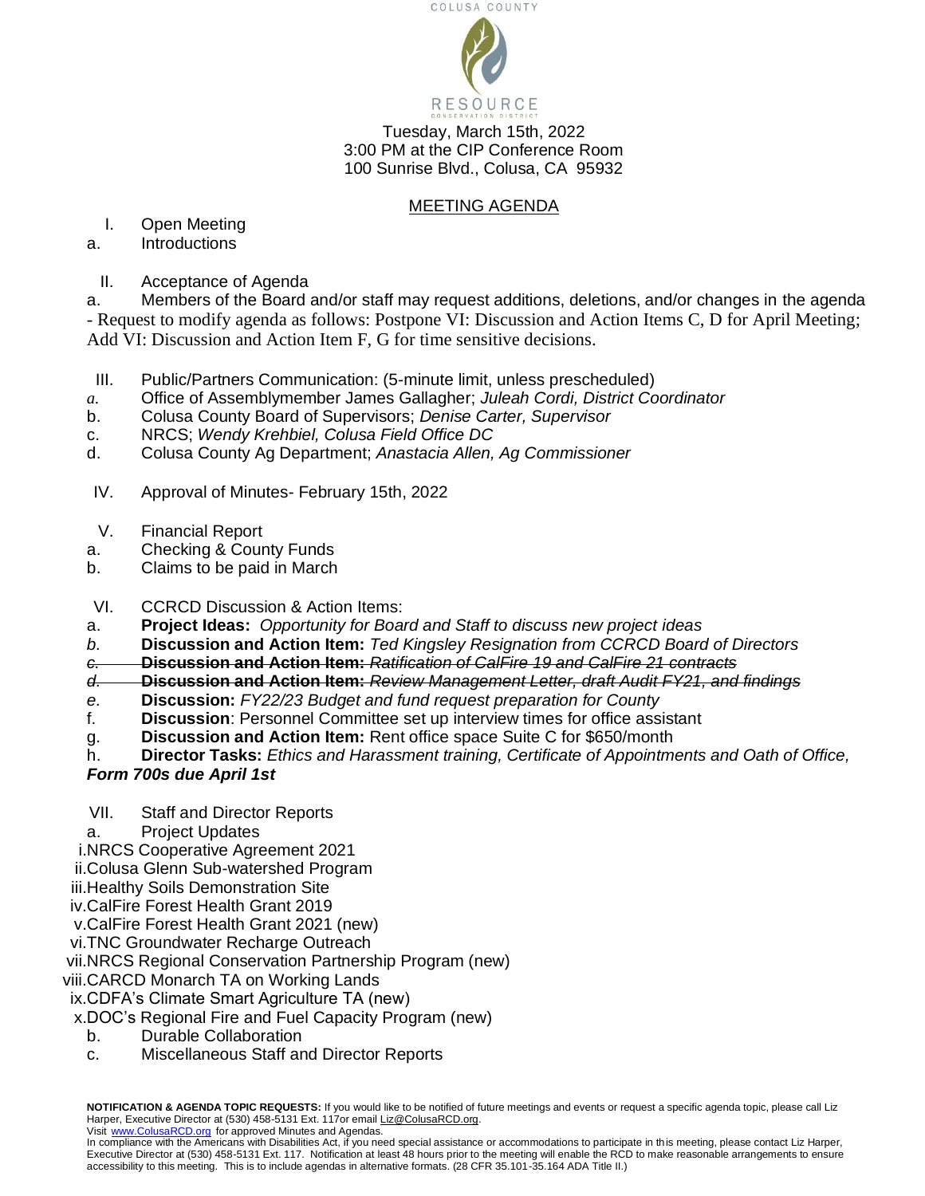COLUSA COUNTY

RESOURCE
CONSERVATION DISTRICT

Tuesday, March 15th, 2022
3:00 PM at the CIP Conference Room
100 Sunrise Blvd., Colusa, CA 95932

## MEETING AGENDA

I. Open Meeting
- a. Introductions

II. Acceptance of Agenda
- a. Members of the Board and/or staff may request additions, deletions, and/or changes in the agenda

- Request to modify agenda as follows: Postpone VI: Discussion and Action Items C, D for April Meeting; Add VI: Discussion and Action Item F, G for time sensitive decisions.

III. Public/Partners Communication: (5-minute limit, unless prescheduled)
- a. Office of Assemblymember James Gallagher; *Juleah Cordi, District Coordinator*
- b. Colusa County Board of Supervisors; *Denise Carter, Supervisor*
- c. NRCS; *Wendy Krehbiel, Colusa Field Office DC*
- d. Colusa County Ag Department; *Anastacia Allen, Ag Commissioner*

IV. Approval of Minutes- February 15th, 2022

V. Financial Report
- a. Checking & County Funds
- b. Claims to be paid in March

VI. CCRCD Discussion & Action Items:
- a. **Project Ideas:** *Opportunity for Board and Staff to discuss new project ideas*
- b. **Discussion and Action Item:** *Ted Kingsley Resignation from CCRCD Board of Directors*
- ~~c. **Discussion and Action Item:** *Ratification of CalFire 19 and CalFire 21 contracts*~~
- ~~d. **Discussion and Action Item:** *Review Management Letter, draft Audit FY21, and findings*~~
- e. **Discussion:** *FY22/23 Budget and fund request preparation for County*
- f. **Discussion**: Personnel Committee set up interview times for office assistant
- g. **Discussion and Action Item:** Rent office space Suite C for $650/month
- h. **Director Tasks:** *Ethics and Harassment training, Certificate of Appointments and Oath of Office,* ***Form 700s due April 1st***

VII. Staff and Director Reports
- a. Project Updates
  - i. NRCS Cooperative Agreement 2021
  - ii. Colusa Glenn Sub-watershed Program
  - iii. Healthy Soils Demonstration Site
  - iv. CalFire Forest Health Grant 2019
  - v. CalFire Forest Health Grant 2021 (new)
  - vi. TNC Groundwater Recharge Outreach
  - vii. NRCS Regional Conservation Partnership Program (new)
  - viii. CARCD Monarch TA on Working Lands
  - ix. CDFA's Climate Smart Agriculture TA (new)
  - x. DOC's Regional Fire and Fuel Capacity Program (new)
- b. Durable Collaboration
- c. Miscellaneous Staff and Director Reports

**NOTIFICATION & AGENDA TOPIC REQUESTS:** If you would like to be notified of future meetings and events or request a specific agenda topic, please call Liz Harper, Executive Director at (530) 458-5131 Ext. 117or email Liz@ColusaRCD.org.
Visit www.ColusaRCD.org for approved Minutes and Agendas.
In compliance with the Americans with Disabilities Act, if you need special assistance or accommodations to participate in this meeting, please contact Liz Harper, Executive Director at (530) 458-5131 Ext. 117. Notification at least 48 hours prior to the meeting will enable the RCD to make reasonable arrangements to ensure accessibility to this meeting. This is to include agendas in alternative formats. (28 CFR 35.101-35.164 ADA Title II.)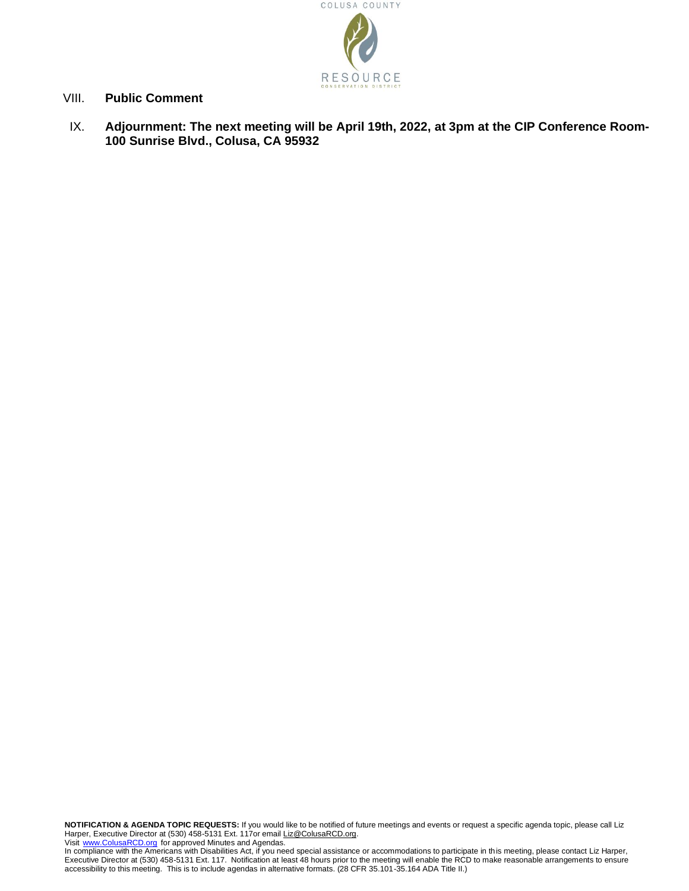COLUSA COUNTY

RESOURCE

CONSERVATION DISTRICT

VIII. **Public Comment**

IX. **Adjournment: The next meeting will be April 19th, 2022, at 3pm at the CIP Conference Room-100 Sunrise Blvd., Colusa, CA 95932**

**NOTIFICATION & AGENDA TOPIC REQUESTS:** If you would like to be notified of future meetings and events or request a specific agenda topic, please call Liz Harper, Executive Director at (530) 458-5131 Ext. 117or email Liz@ColusaRCD.org.
Visit www.ColusaRCD.org for approved Minutes and Agendas.
In compliance with the Americans with Disabilities Act, if you need special assistance or accommodations to participate in this meeting, please contact Liz Harper, Executive Director at (530) 458-5131 Ext. 117. Notification at least 48 hours prior to the meeting will enable the RCD to make reasonable arrangements to ensure accessibility to this meeting. This is to include agendas in alternative formats. (28 CFR 35.101-35.164 ADA Title II.)